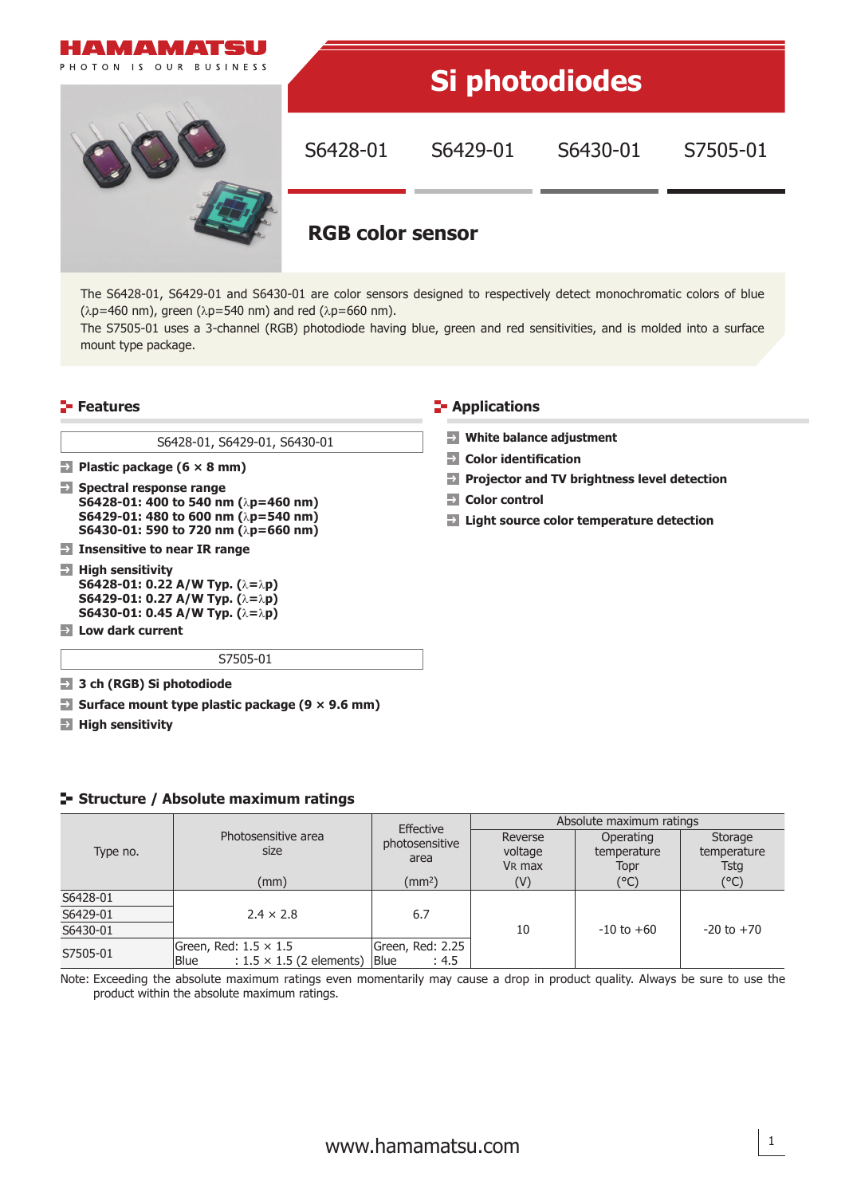HAMAMATSU

PHOTON IS OUR BUSINESS

# Si photodiodes

S6428-01 S6429-01 S6430-01 S7505-01

## RGB color sensor

The S6428-01, S6429-01 and S6430-01 are color sensors designed to respectively detect monochromatic colors of blue (λp=460 nm), green (λp=540 nm) and red (λp=660 nm).
The S7505-01 uses a 3-channel (RGB) photodiode having blue, green and red sensitivities, and is molded into a surface mount type package.

## Features

**S6428-01, S6429-01, S6430-01**

- **Plastic package (6 × 8 mm)**
- **Spectral response range**
  **S6428-01: 400 to 540 nm (λp=460 nm)**
  **S6429-01: 480 to 600 nm (λp=540 nm)**
  **S6430-01: 590 to 720 nm (λp=660 nm)**
- **Insensitive to near IR range**
- **High sensitivity**
  **S6428-01: 0.22 A/W Typ. (λ=λp)**
  **S6429-01: 0.27 A/W Typ. (λ=λp)**
  **S6430-01: 0.45 A/W Typ. (λ=λp)**
- **Low dark current**

**S7505-01**

- **3 ch (RGB) Si photodiode**
- **Surface mount type plastic package (9 × 9.6 mm)**
- **High sensitivity**

## Applications

- **White balance adjustment**
- **Color identification**
- **Projector and TV brightness level detection**
- **Color control**
- **Light source color temperature detection**

## Structure / Absolute maximum ratings

| Type no. | Photosensitive area size (mm) | Effective photosensitive area (mm²) | Absolute maximum ratings | | |
|---|---|---|---|---|---|
| | | | Reverse voltage $V_R$ max (V) | Operating temperature Topr (°C) | Storage temperature Tstg (°C) |
| S6428-01 | 2.4 × 2.8 | 6.7 | 10 | -10 to +60 | -20 to +70 |
| S6429-01 | 2.4 × 2.8 | 6.7 | 10 | -10 to +60 | -20 to +70 |
| S6430-01 | 2.4 × 2.8 | 6.7 | 10 | -10 to +60 | -20 to +70 |
| S7505-01 | Green, Red: 1.5 × 1.5<br>Blue : 1.5 × 1.5 (2 elements) | Green, Red: 2.25<br>Blue : 4.5 | 10 | -10 to +60 | -20 to +70 |

Note: Exceeding the absolute maximum ratings even momentarily may cause a drop in product quality. Always be sure to use the product within the absolute maximum ratings.

www.hamamatsu.com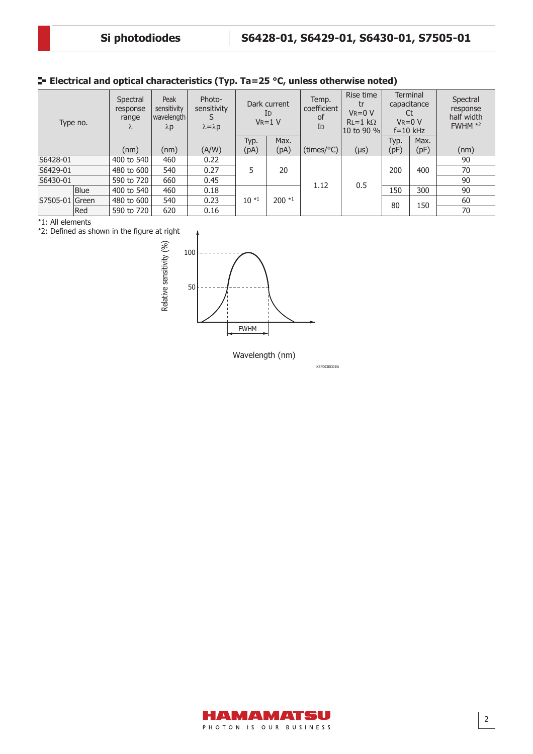## Electrical and optical characteristics (Typ. Ta=25 °C, unless otherwise noted)

| Type no. | | Spectral response range λ | Peak sensitivity wavelength λp | Photo-sensitivity S λ=λp | Dark current ID VR=1 V | | Temp. coefficient of ID | Rise time tr VR=0 V RL=1 kΩ 10 to 90 % | Terminal capacitance Ct VR=0 V f=10 kHz | | Spectral response half width FWHM *2 |
|---|---|---|---|---|---|---|---|---|---|---|---|
| | | | | | Typ. | Max. | | | Typ. | Max. | |
| | | (nm) | (nm) | (A/W) | (pA) | (pA) | (times/°C) | (μs) | (pF) | (pF) | (nm) |
| S6428-01 | | 400 to 540 | 460 | 0.22 | 5 | 20 | 1.12 | 0.5 | 200 | 400 | 90 |
| S6429-01 | | 480 to 600 | 540 | 0.27 | 5 | 20 | 1.12 | 0.5 | 200 | 400 | 70 |
| S6430-01 | | 590 to 720 | 660 | 0.45 | 5 | 20 | 1.12 | 0.5 | 200 | 400 | 90 |
| S7505-01 | Blue | 400 to 540 | 460 | 0.18 | 10 *1 | 200 *1 | 1.12 | 0.5 | 150 | 300 | 90 |
| S7505-01 | Green | 480 to 600 | 540 | 0.23 | 10 *1 | 200 *1 | 1.12 | 0.5 | 80 | 150 | 60 |
| S7505-01 | Red | 590 to 720 | 620 | 0.16 | 10 *1 | 200 *1 | 1.12 | 0.5 | 80 | 150 | 70 |

*1: All elements

*2: Defined as shown in the figure at right

Relative sensitivity (%)

100

50

FWHM

Wavelength (nm)

KSPDC0031EA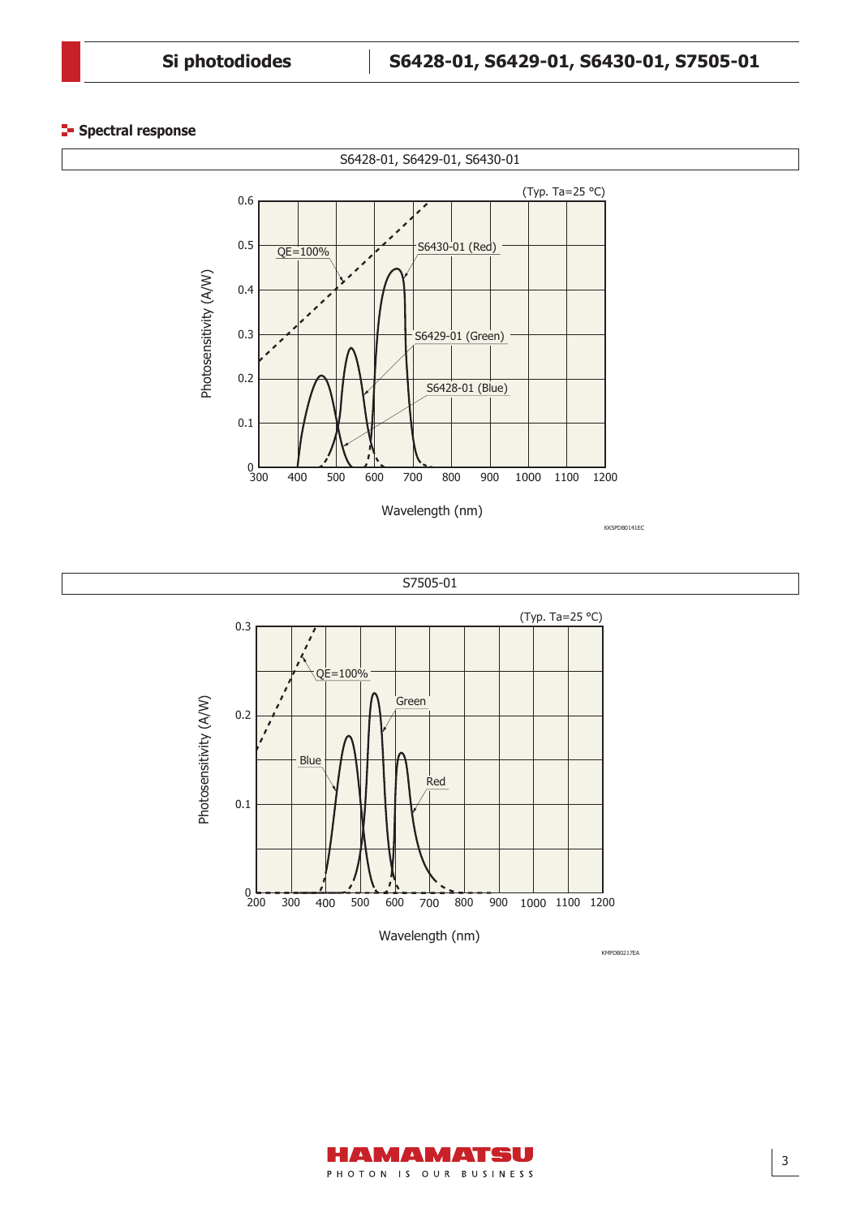## Spectral response

S6428-01, S6429-01, S6430-01

(Typ. Ta=25 °C)

Photosensitivity (A/W) vs Wavelength (nm)

Curves: QE=100%, S6430-01 (Red), S6429-01 (Green), S6428-01 (Blue)

KXSPDB0141EC

S7505-01

(Typ. Ta=25 °C)

Photosensitivity (A/W) vs Wavelength (nm)

Curves: QE=100%, Green, Blue, Red

KMPDB0217EA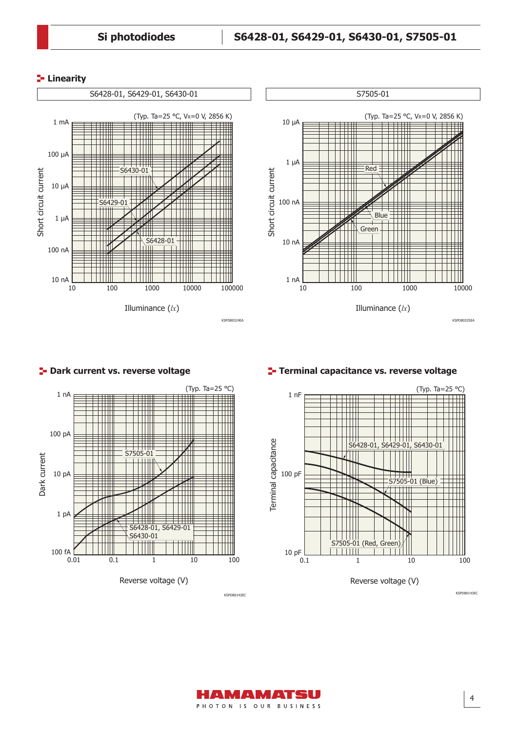## Linearity

**S6428-01, S6429-01, S6430-01**

(Typ. Ta=25 °C, $V_R$=0 V, 2856 K)

Short circuit current: 10 nA – 1 mA; Illuminance (*lx*): 10 – 100000

S6430-01, S6429-01, S6428-01

KSPDB0324EA

**S7505-01**

(Typ. Ta=25 °C, $V_R$=0 V, 2856 K)

Short circuit current: 1 nA – 10 µA; Illuminance (*lx*): 10 – 10000

Red, Blue, Green

KSPDB0325EA

## Dark current vs. reverse voltage

(Typ. Ta=25 °C)

Dark current: 100 fA – 1 nA; Reverse voltage (V): 0.01 – 100

S7505-01

S6428-01, S6429-01
S6430-01

KSPDB0142EC

## Terminal capacitance vs. reverse voltage

(Typ. Ta=25 °C)

Terminal capacitance: 10 pF – 1 nF; Reverse voltage (V): 0.1 – 100

S6428-01, S6429-01, S6430-01

S7505-01 (Blue)

S7505-01 (Red, Green)

KSPDB0143EC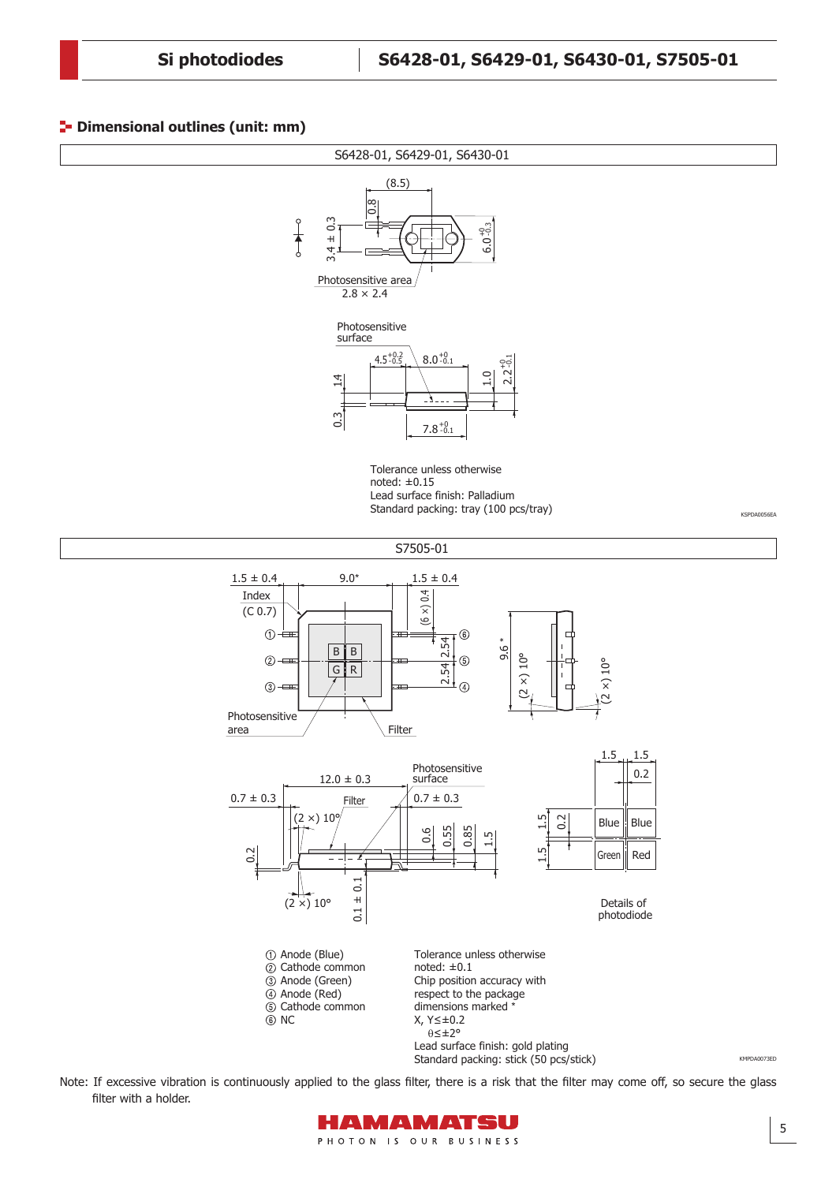## Dimensional outlines (unit: mm)

### S6428-01, S6429-01, S6430-01

(8.5)

0.8

3.4 ± 0.3

$6.0^{+0}_{-0.3}$

Photosensitive area 2.8 × 2.4

Photosensitive surface

$4.5^{+0.2}_{-0.5}$

$8.0^{+0}_{-0.1}$

1.4

1.0

$2.2^{+0}_{-0.1}$

0.3

$7.8^{+0}_{-0.1}$

Tolerance unless otherwise noted: ±0.15
Lead surface finish: Palladium
Standard packing: tray (100 pcs/tray)

KSPDA0056EA

### S7505-01

1.5 ± 0.4

9.0*

1.5 ± 0.4

Index (C 0.7)

(6 ×) 0.4

2.54

2.54

9.6 *

(2 ×) 10°

(2 ×) 10°

Photosensitive area

Filter

12.0 ± 0.3

Photosensitive surface

0.7 ± 0.3

Filter

0.7 ± 0.3

(2 ×) 10°

0.2

0.6

0.55

0.85

1.5

(2 ×) 10°

0.1 ± 0.1

1.5

1.5

0.2

1.5

0.2

1.5

Blue | Blue
Green | Red

Details of photodiode

① Anode (Blue)
② Cathode common
③ Anode (Green)
④ Anode (Red)
⑤ Cathode common
⑥ NC

Tolerance unless otherwise noted: ±0.1
Chip position accuracy with respect to the package dimensions marked *
X, Y≤±0.2
θ≤±2°
Lead surface finish: gold plating
Standard packing: stick (50 pcs/stick)

KMPDA0073ED

Note: If excessive vibration is continuously applied to the glass filter, there is a risk that the filter may come off, so secure the glass filter with a holder.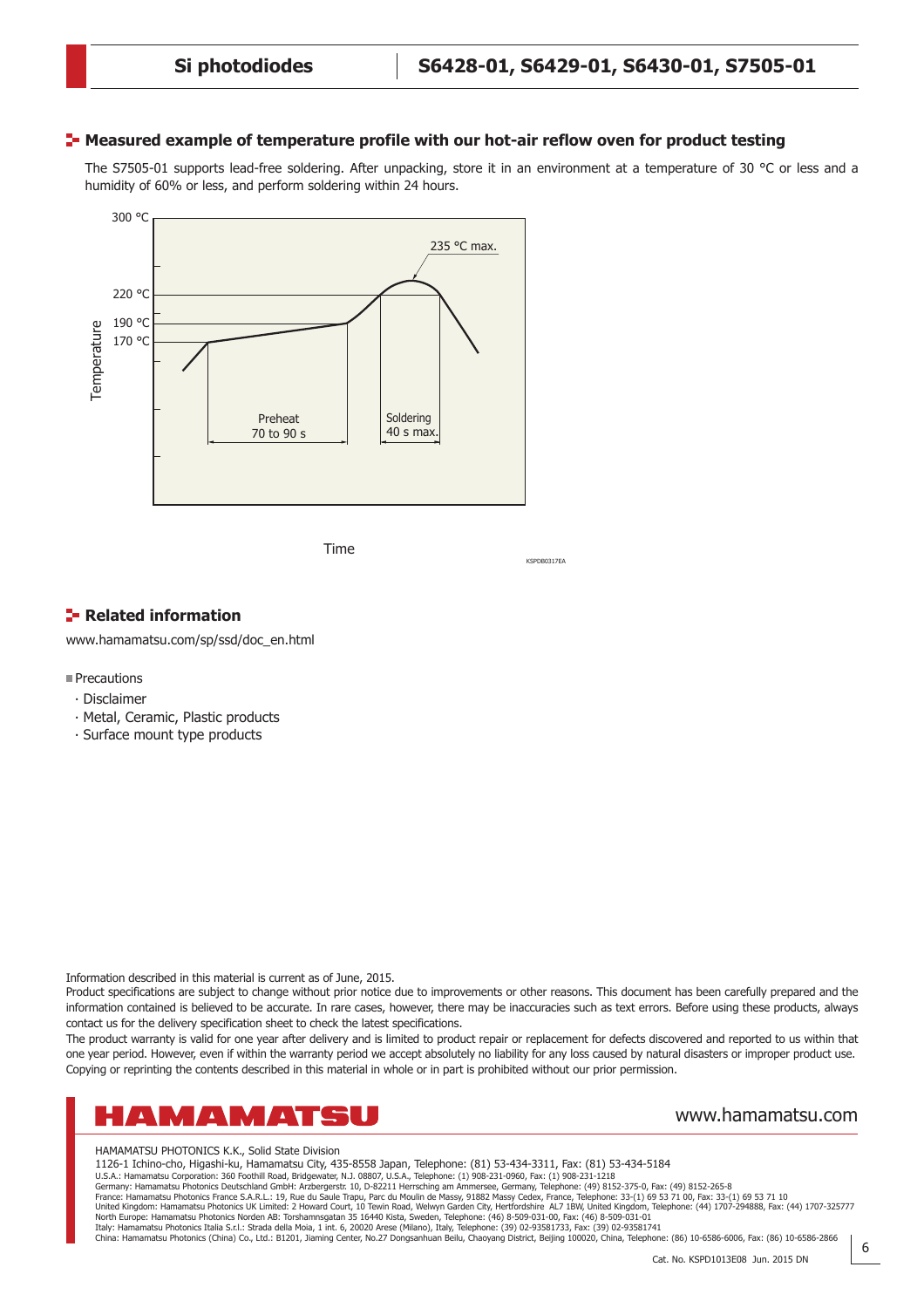## Measured example of temperature profile with our hot-air reflow oven for product testing

The S7505-01 supports lead-free soldering. After unpacking, store it in an environment at a temperature of 30 °C or less and a humidity of 60% or less, and perform soldering within 24 hours.

300 °C
235 °C max.
220 °C
190 °C
170 °C
Temperature
Preheat
70 to 90 s
Soldering
40 s max.
Time
KSPDB0317EA

## Related information

www.hamamatsu.com/sp/ssd/doc_en.html

- Precautions
  - · Disclaimer
  - · Metal, Ceramic, Plastic products
  - · Surface mount type products

Information described in this material is current as of June, 2015.

Product specifications are subject to change without prior notice due to improvements or other reasons. This document has been carefully prepared and the information contained is believed to be accurate. In rare cases, however, there may be inaccuracies such as text errors. Before using these products, always contact us for the delivery specification sheet to check the latest specifications.

The product warranty is valid for one year after delivery and is limited to product repair or replacement for defects discovered and reported to us within that one year period. However, even if within the warranty period we accept absolutely no liability for any loss caused by natural disasters or improper product use.

Copying or reprinting the contents described in this material in whole or in part is prohibited without our prior permission.

**HAMAMATSU**

www.hamamatsu.com

HAMAMATSU PHOTONICS K.K., Solid State Division

1126-1 Ichino-cho, Higashi-ku, Hamamatsu City, 435-8558 Japan, Telephone: (81) 53-434-3311, Fax: (81) 53-434-5184

U.S.A.: Hamamatsu Corporation: 360 Foothill Road, Bridgewater, N.J. 08807, U.S.A., Telephone: (1) 908-231-0960, Fax: (1) 908-231-1218

Germany: Hamamatsu Photonics Deutschland GmbH: Arzbergerstr. 10, D-82211 Herrsching am Ammersee, Germany, Telephone: (49) 8152-375-0, Fax: (49) 8152-265-8

France: Hamamatsu Photonics France S.A.R.L.: 19, Rue du Saule Trapu, Parc du Moulin de Massy, 91882 Massy Cedex, France, Telephone: 33-(1) 69 53 71 00, Fax: 33-(1) 69 53 71 10

United Kingdom: Hamamatsu Photonics UK Limited: 2 Howard Court, 10 Tewin Road, Welwyn Garden City, Hertfordshire AL7 1BW, United Kingdom, Telephone: (44) 1707-294888, Fax: (44) 1707-325777

North Europe: Hamamatsu Photonics Norden AB: Torshamnsgatan 35 16440 Kista, Sweden, Telephone: (46) 8-509-031-00, Fax: (46) 8-509-031-01

Italy: Hamamatsu Photonics Italia S.r.l.: Strada della Moia, 1 int. 6, 20020 Arese (Milano), Italy, Telephone: (39) 02-93581733, Fax: (39) 02-93581741

China: Hamamatsu Photonics (China) Co., Ltd.: B1201, Jiaming Center, No.27 Dongsanhuan Beilu, Chaoyang District, Beijing 100020, China, Telephone: (86) 10-6586-6006, Fax: (86) 10-6586-2866

Cat. No. KSPD1013E08 Jun. 2015 DN